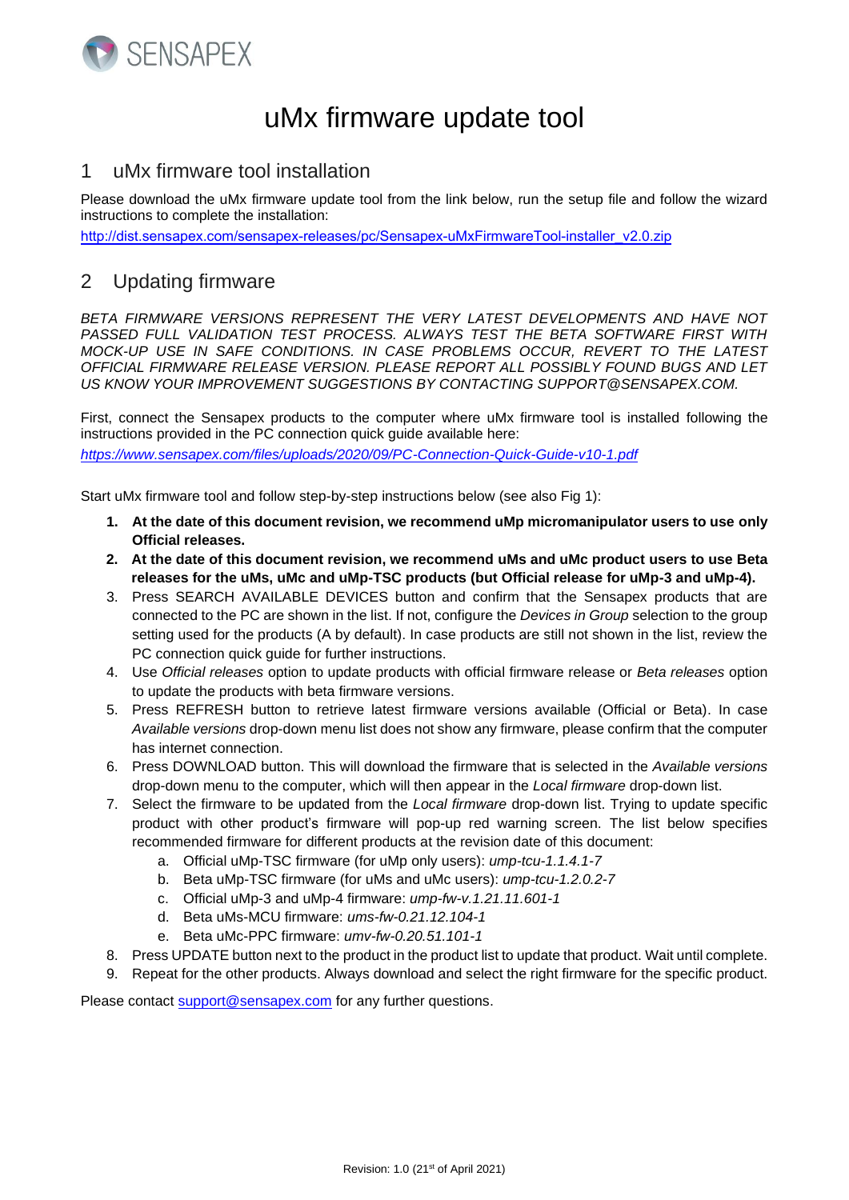# uMx firmware update tool

## 1 uMx firmware tool installation

Please download the uMx firmware update tool from the link below, run the setup file and follow the wizard instructions to complete the installation:

http://dist.sensapex.com/sensapex-releases/pc/Sensapex-uMxFirmwareTool-installer_v2.0.zip

## 2 Updating firmware

*BETA FIRMWARE VERSIONS REPRESENT THE VERY LATEST DEVELOPMENTS AND HAVE NOT PASSED FULL VALIDATION TEST PROCESS. ALWAYS TEST THE BETA SOFTWARE FIRST WITH MOCK-UP USE IN SAFE CONDITIONS. IN CASE PROBLEMS OCCUR, REVERT TO THE LATEST OFFICIAL FIRMWARE RELEASE VERSION. PLEASE REPORT ALL POSSIBLY FOUND BUGS AND LET US KNOW YOUR IMPROVEMENT SUGGESTIONS BY CONTACTING SUPPORT@SENSAPEX.COM.*

First, connect the Sensapex products to the computer where uMx firmware tool is installed following the instructions provided in the PC connection quick guide available here:

*https://www.sensapex.com/files/uploads/2020/09/PC-Connection-Quick-Guide-v10-1.pdf*

Start uMx firmware tool and follow step-by-step instructions below (see also Fig 1):

1. **At the date of this document revision, we recommend uMp micromanipulator users to use only Official releases.**
2. **At the date of this document revision, we recommend uMs and uMc product users to use Beta releases for the uMs, uMc and uMp-TSC products (but Official release for uMp-3 and uMp-4).**
3. Press SEARCH AVAILABLE DEVICES button and confirm that the Sensapex products that are connected to the PC are shown in the list. If not, configure the *Devices in Group* selection to the group setting used for the products (A by default). In case products are still not shown in the list, review the PC connection quick guide for further instructions.
4. Use *Official releases* option to update products with official firmware release or *Beta releases* option to update the products with beta firmware versions.
5. Press REFRESH button to retrieve latest firmware versions available (Official or Beta). In case *Available versions* drop-down menu list does not show any firmware, please confirm that the computer has internet connection.
6. Press DOWNLOAD button. This will download the firmware that is selected in the *Available versions* drop-down menu to the computer, which will then appear in the *Local firmware* drop-down list.
7. Select the firmware to be updated from the *Local firmware* drop-down list. Trying to update specific product with other product's firmware will pop-up red warning screen. The list below specifies recommended firmware for different products at the revision date of this document:
   a. Official uMp-TSC firmware (for uMp only users): *ump-tcu-1.1.4.1-7*
   b. Beta uMp-TSC firmware (for uMs and uMc users): *ump-tcu-1.2.0.2-7*
   c. Official uMp-3 and uMp-4 firmware: *ump-fw-v.1.21.11.601-1*
   d. Beta uMs-MCU firmware: *ums-fw-0.21.12.104-1*
   e. Beta uMc-PPC firmware: *umv-fw-0.20.51.101-1*
8. Press UPDATE button next to the product in the product list to update that product. Wait until complete.
9. Repeat for the other products. Always download and select the right firmware for the specific product.

Please contact support@sensapex.com for any further questions.

Revision: 1.0 (21st of April 2021)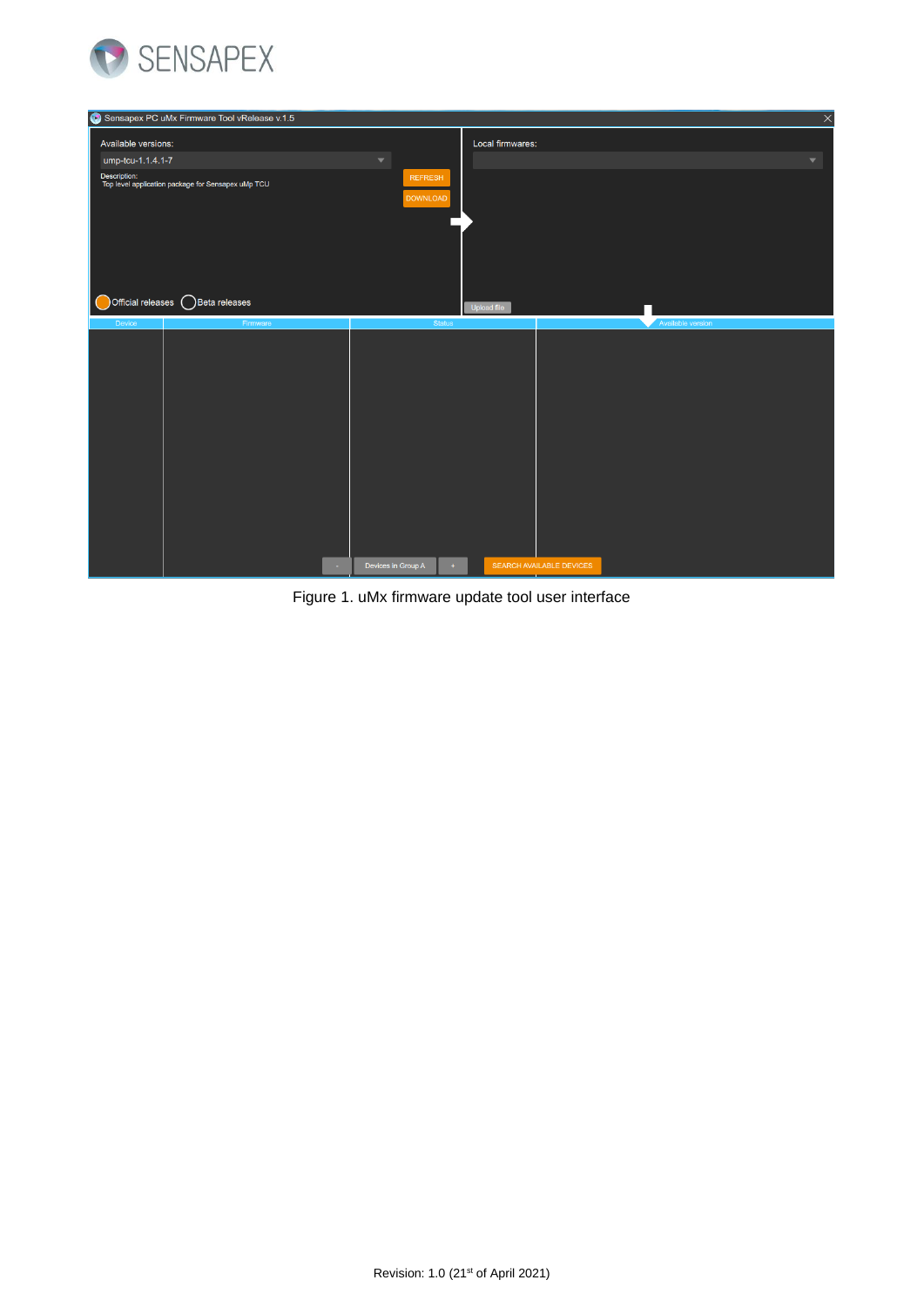Figure 1. uMx firmware update tool user interface